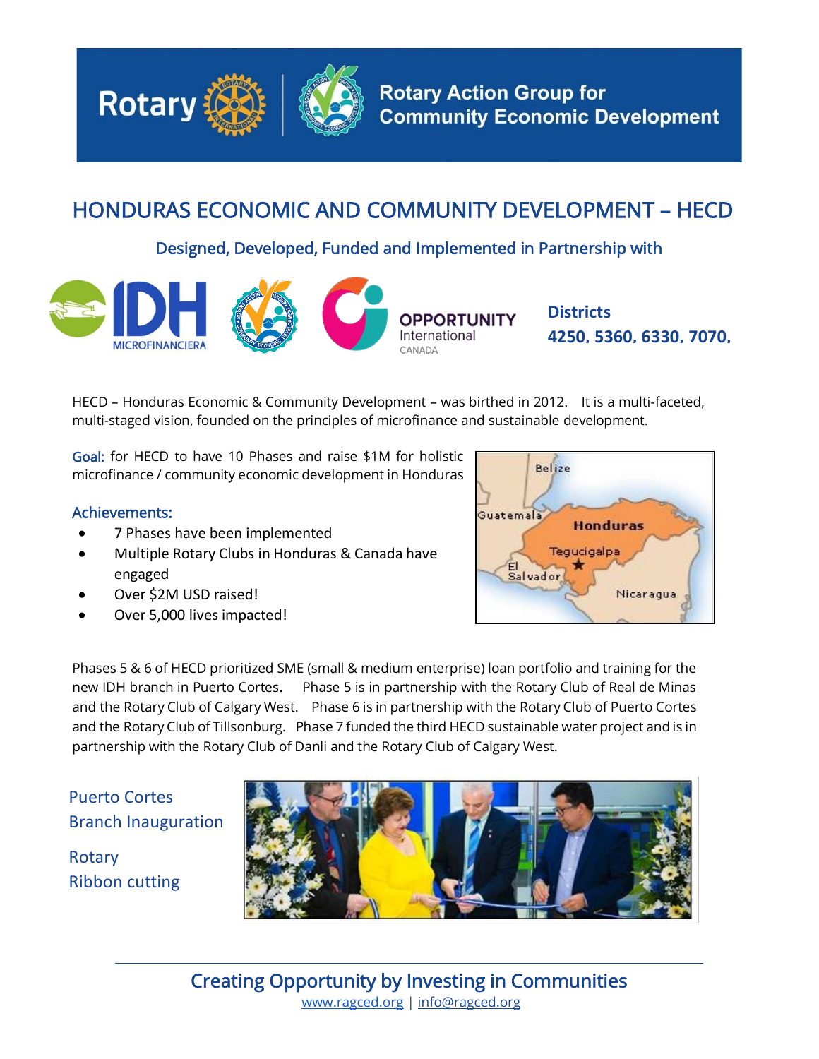Rotary | Rotary Action Group for Community Economic Development

# HONDURAS ECONOMIC AND COMMUNITY DEVELOPMENT – HECD

## Designed, Developed, Funded and Implemented in Partnership with

IDH MICROFINANCIERA | OPPORTUNITY International CANADA

**Districts 4250, 5360, 6330, 7070.**

HECD – Honduras Economic & Community Development – was birthed in 2012. It is a multi-faceted, multi-staged vision, founded on the principles of microfinance and sustainable development.

**Goal:** for HECD to have 10 Phases and raise $1M for holistic microfinance / community economic development in Honduras

**Achievements:**

- 7 Phases have been implemented
- Multiple Rotary Clubs in Honduras & Canada have engaged
- Over $2M USD raised!
- Over 5,000 lives impacted!

Phases 5 & 6 of HECD prioritized SME (small & medium enterprise) loan portfolio and training for the new IDH branch in Puerto Cortes. Phase 5 is in partnership with the Rotary Club of Real de Minas and the Rotary Club of Calgary West. Phase 6 is in partnership with the Rotary Club of Puerto Cortes and the Rotary Club of Tillsonburg. Phase 7 funded the third HECD sustainable water project and is in partnership with the Rotary Club of Danli and the Rotary Club of Calgary West.

Puerto Cortes Branch Inauguration

Rotary Ribbon cutting

## Creating Opportunity by Investing in Communities

www.ragced.org | info@ragced.org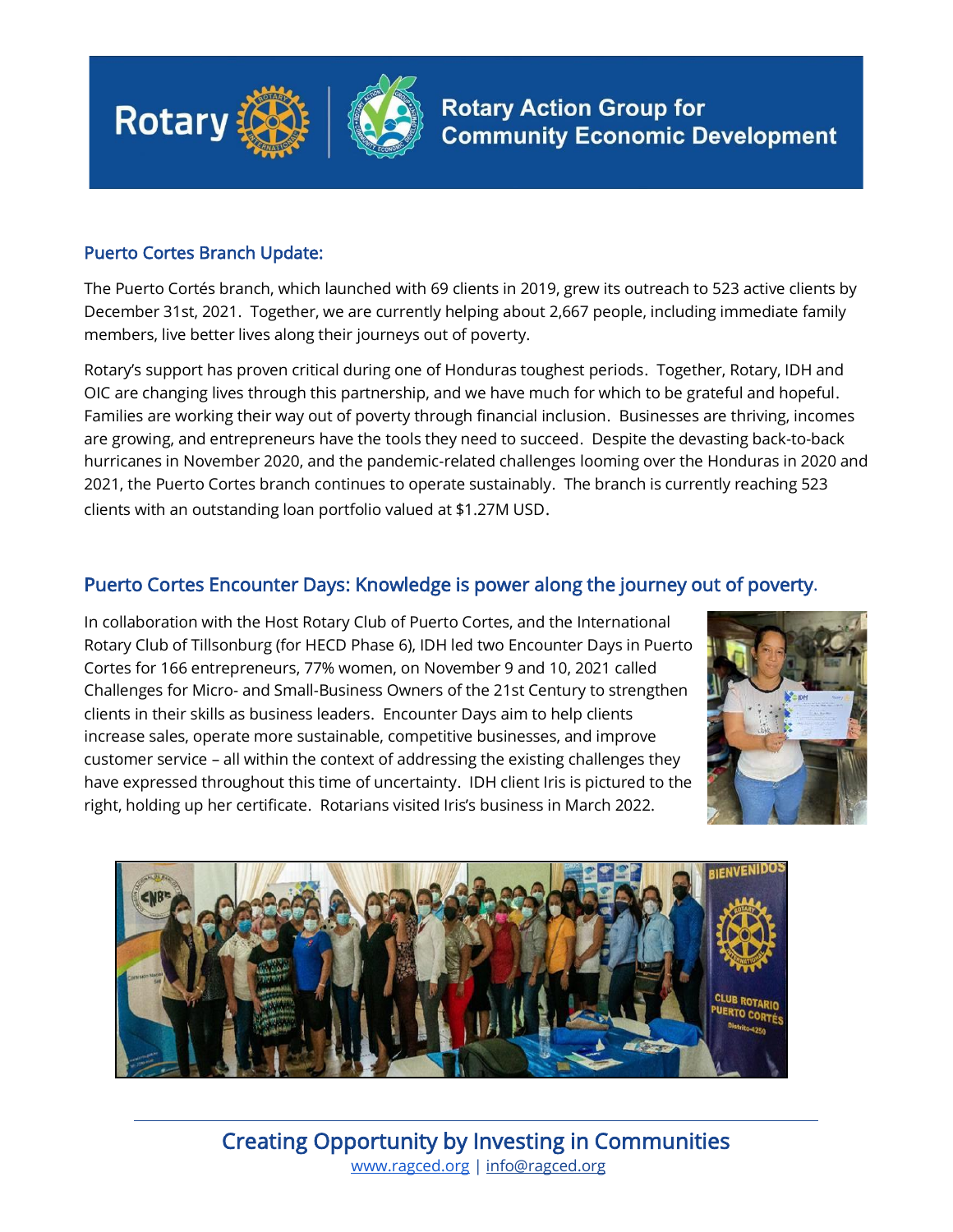## Puerto Cortes Branch Update:

The Puerto Cortés branch, which launched with 69 clients in 2019, grew its outreach to 523 active clients by December 31st, 2021. Together, we are currently helping about 2,667 people, including immediate family members, live better lives along their journeys out of poverty.

Rotary's support has proven critical during one of Honduras toughest periods. Together, Rotary, IDH and OIC are changing lives through this partnership, and we have much for which to be grateful and hopeful. Families are working their way out of poverty through financial inclusion. Businesses are thriving, incomes are growing, and entrepreneurs have the tools they need to succeed. Despite the devasting back-to-back hurricanes in November 2020, and the pandemic-related challenges looming over the Honduras in 2020 and 2021, the Puerto Cortes branch continues to operate sustainably. The branch is currently reaching 523 clients with an outstanding loan portfolio valued at $1.27M USD.

## Puerto Cortes Encounter Days: Knowledge is power along the journey out of poverty.

In collaboration with the Host Rotary Club of Puerto Cortes, and the International Rotary Club of Tillsonburg (for HECD Phase 6), IDH led two Encounter Days in Puerto Cortes for 166 entrepreneurs, 77% women, on November 9 and 10, 2021 called Challenges for Micro- and Small-Business Owners of the 21st Century to strengthen clients in their skills as business leaders. Encounter Days aim to help clients increase sales, operate more sustainable, competitive businesses, and improve customer service – all within the context of addressing the existing challenges they have expressed throughout this time of uncertainty. IDH client Iris is pictured to the right, holding up her certificate. Rotarians visited Iris's business in March 2022.

Creating Opportunity by Investing in Communities
www.ragced.org | info@ragced.org